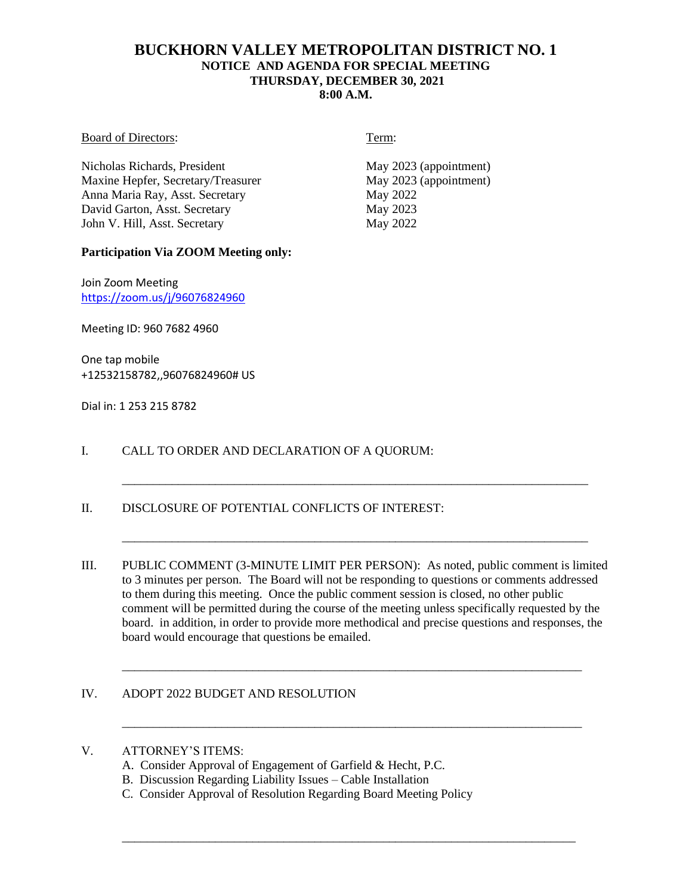# BUCKHORN VALLEY METROPOLITAN DISTRICT NO. 1

**NOTICE AND AGENDA FOR SPECIAL MEETING**
**THURSDAY, DECEMBER 30, 2021**
**8:00 A.M.**

| Board of Directors: | Term: |
|---|---|
| Nicholas Richards, President | May 2023 (appointment) |
| Maxine Hepfer, Secretary/Treasurer | May 2023 (appointment) |
| Anna Maria Ray, Asst. Secretary | May 2022 |
| David Garton, Asst. Secretary | May 2023 |
| John V. Hill, Asst. Secretary | May 2022 |

**Participation Via ZOOM Meeting only:**

Join Zoom Meeting
https://zoom.us/j/96076824960

Meeting ID: 960 7682 4960

One tap mobile
+12532158782,,96076824960# US

Dial in: 1 253 215 8782

I. CALL TO ORDER AND DECLARATION OF A QUORUM:

___________________________________________________________________________

II. DISCLOSURE OF POTENTIAL CONFLICTS OF INTEREST:

___________________________________________________________________________

III. PUBLIC COMMENT (3-MINUTE LIMIT PER PERSON): As noted, public comment is limited to 3 minutes per person. The Board will not be responding to questions or comments addressed to them during this meeting. Once the public comment session is closed, no other public comment will be permitted during the course of the meeting unless specifically requested by the board. in addition, in order to provide more methodical and precise questions and responses, the board would encourage that questions be emailed.

___________________________________________________________________________

IV. ADOPT 2022 BUDGET AND RESOLUTION

___________________________________________________________________________

V. ATTORNEY'S ITEMS:

A. Consider Approval of Engagement of Garfield & Hecht, P.C.
B. Discussion Regarding Liability Issues – Cable Installation
C. Consider Approval of Resolution Regarding Board Meeting Policy

___________________________________________________________________________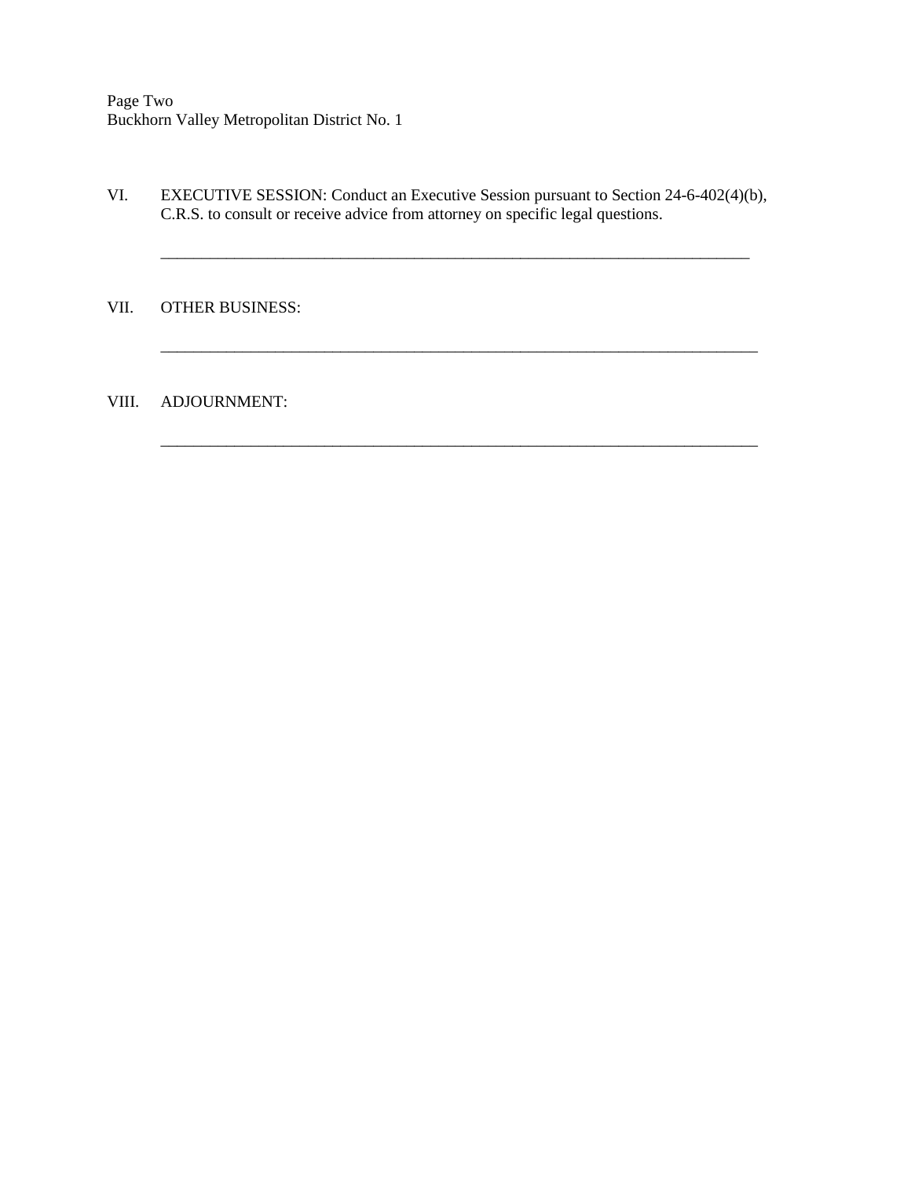VI. EXECUTIVE SESSION: Conduct an Executive Session pursuant to Section 24-6-402(4)(b), C.R.S. to consult or receive advice from attorney on specific legal questions.

___________________________________________________________________________

VII. OTHER BUSINESS:

___________________________________________________________________________

VIII. ADJOURNMENT:

___________________________________________________________________________